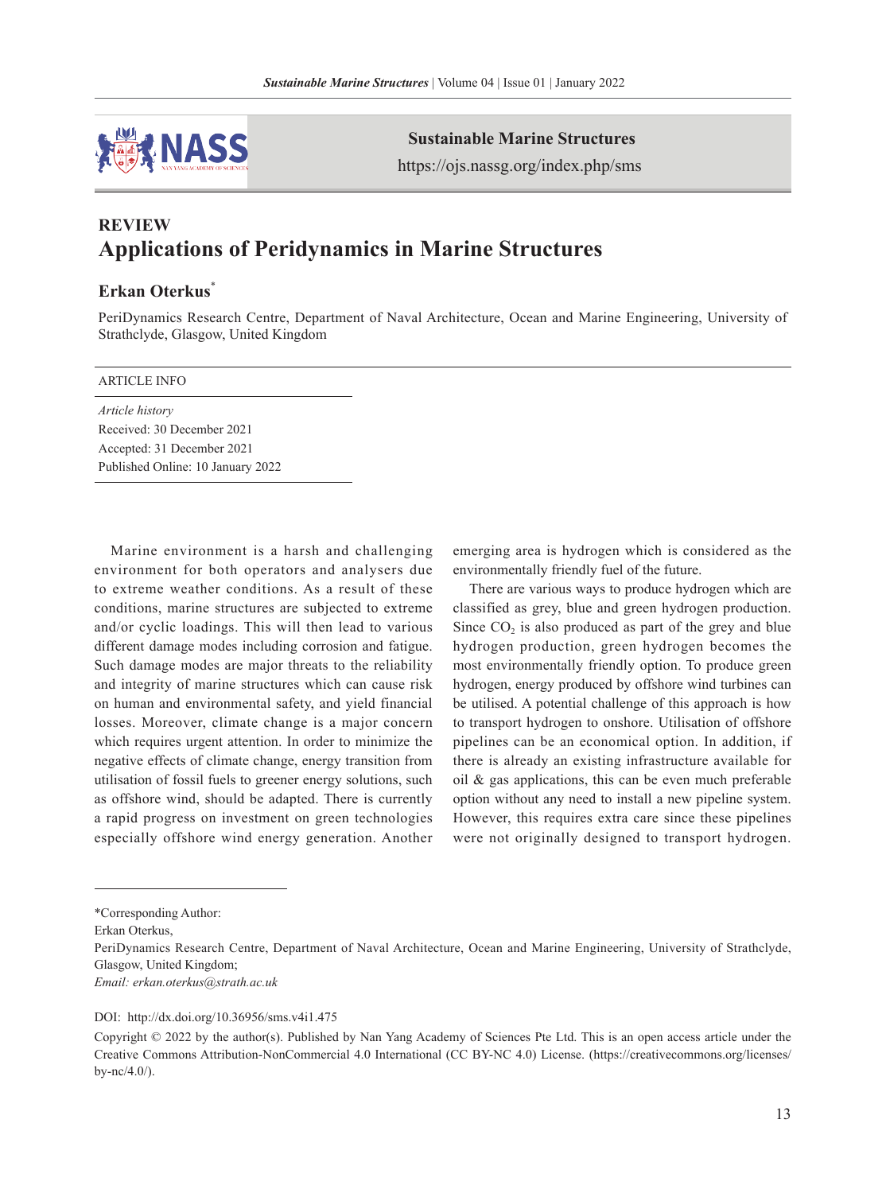Sustainable Marine Structures

https://ojs.nassg.org/index.php/sms

REVIEW

# Applications of Peridynamics in Marine Structures

**Erkan Oterkus***

PeriDynamics Research Centre, Department of Naval Architecture, Ocean and Marine Engineering, University of Strathclyde, Glasgow, United Kingdom

ARTICLE INFO

*Article history*
Received: 30 December 2021
Accepted: 31 December 2021
Published Online: 10 January 2022

Marine environment is a harsh and challenging environment for both operators and analysers due to extreme weather conditions. As a result of these conditions, marine structures are subjected to extreme and/or cyclic loadings. This will then lead to various different damage modes including corrosion and fatigue. Such damage modes are major threats to the reliability and integrity of marine structures which can cause risk on human and environmental safety, and yield financial losses. Moreover, climate change is a major concern which requires urgent attention. In order to minimize the negative effects of climate change, energy transition from utilisation of fossil fuels to greener energy solutions, such as offshore wind, should be adapted. There is currently a rapid progress on investment on green technologies especially offshore wind energy generation. Another emerging area is hydrogen which is considered as the environmentally friendly fuel of the future.

There are various ways to produce hydrogen which are classified as grey, blue and green hydrogen production. Since $CO_2$ is also produced as part of the grey and blue hydrogen production, green hydrogen becomes the most environmentally friendly option. To produce green hydrogen, energy produced by offshore wind turbines can be utilised. A potential challenge of this approach is how to transport hydrogen to onshore. Utilisation of offshore pipelines can be an economical option. In addition, if there is already an existing infrastructure available for oil & gas applications, this can be even much preferable option without any need to install a new pipeline system. However, this requires extra care since these pipelines were not originally designed to transport hydrogen.

*Corresponding Author:
Erkan Oterkus,
PeriDynamics Research Centre, Department of Naval Architecture, Ocean and Marine Engineering, University of Strathclyde, Glasgow, United Kingdom;
*Email: erkan.oterkus@strath.ac.uk*

DOI: http://dx.doi.org/10.36956/sms.v4i1.475

Copyright © 2022 by the author(s). Published by Nan Yang Academy of Sciences Pte Ltd. This is an open access article under the Creative Commons Attribution-NonCommercial 4.0 International (CC BY-NC 4.0) License. (https://creativecommons.org/licenses/by-nc/4.0/).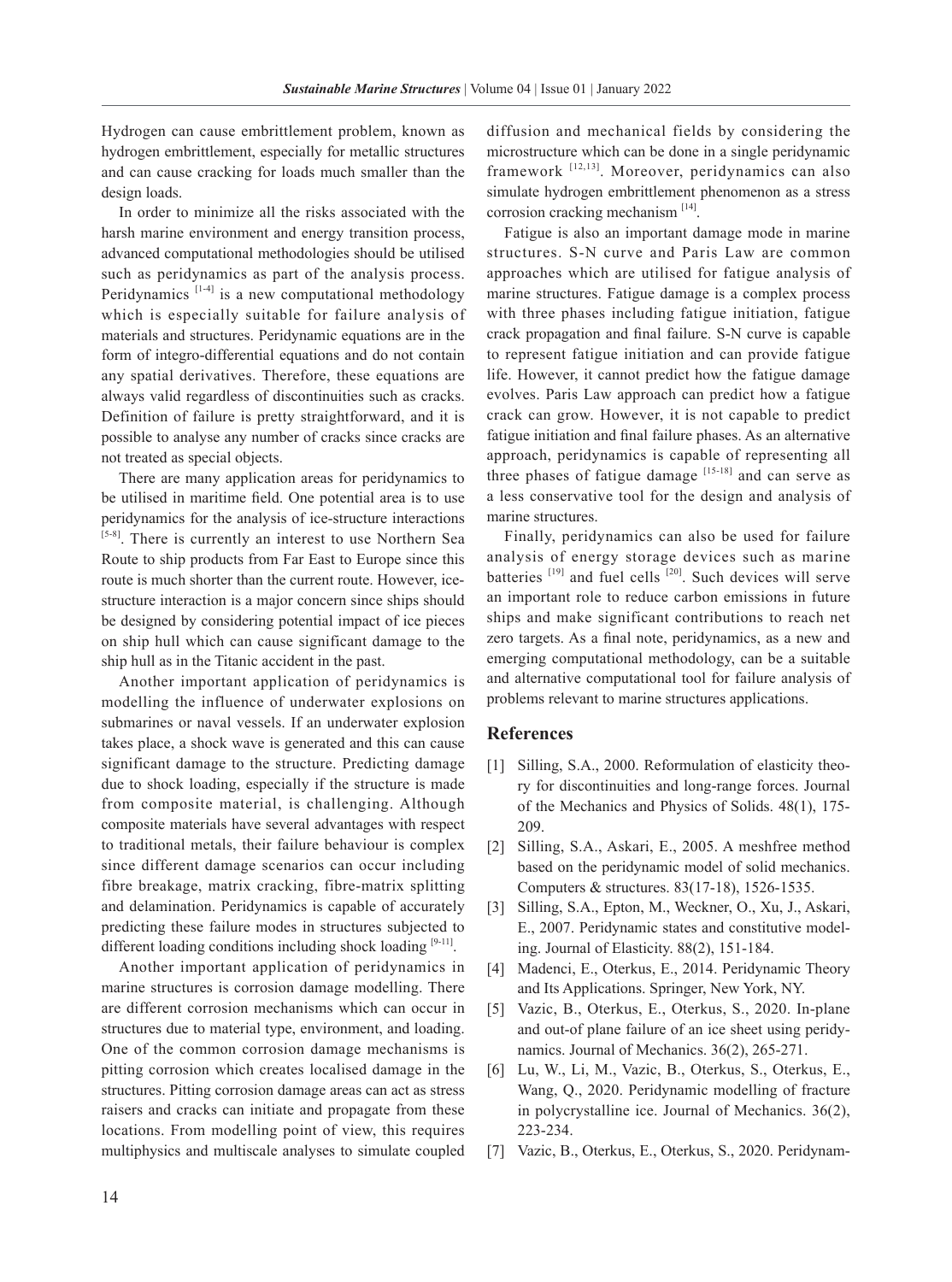Hydrogen can cause embrittlement problem, known as hydrogen embrittlement, especially for metallic structures and can cause cracking for loads much smaller than the design loads.

In order to minimize all the risks associated with the harsh marine environment and energy transition process, advanced computational methodologies should be utilised such as peridynamics as part of the analysis process. Peridynamics [1-4] is a new computational methodology which is especially suitable for failure analysis of materials and structures. Peridynamic equations are in the form of integro-differential equations and do not contain any spatial derivatives. Therefore, these equations are always valid regardless of discontinuities such as cracks. Definition of failure is pretty straightforward, and it is possible to analyse any number of cracks since cracks are not treated as special objects.

There are many application areas for peridynamics to be utilised in maritime field. One potential area is to use peridynamics for the analysis of ice-structure interactions [5-8]. There is currently an interest to use Northern Sea Route to ship products from Far East to Europe since this route is much shorter than the current route. However, ice-structure interaction is a major concern since ships should be designed by considering potential impact of ice pieces on ship hull which can cause significant damage to the ship hull as in the Titanic accident in the past.

Another important application of peridynamics is modelling the influence of underwater explosions on submarines or naval vessels. If an underwater explosion takes place, a shock wave is generated and this can cause significant damage to the structure. Predicting damage due to shock loading, especially if the structure is made from composite material, is challenging. Although composite materials have several advantages with respect to traditional metals, their failure behaviour is complex since different damage scenarios can occur including fibre breakage, matrix cracking, fibre-matrix splitting and delamination. Peridynamics is capable of accurately predicting these failure modes in structures subjected to different loading conditions including shock loading [9-11].

Another important application of peridynamics in marine structures is corrosion damage modelling. There are different corrosion mechanisms which can occur in structures due to material type, environment, and loading. One of the common corrosion damage mechanisms is pitting corrosion which creates localised damage in the structures. Pitting corrosion damage areas can act as stress raisers and cracks can initiate and propagate from these locations. From modelling point of view, this requires multiphysics and multiscale analyses to simulate coupled diffusion and mechanical fields by considering the microstructure which can be done in a single peridynamic framework [12,13]. Moreover, peridynamics can also simulate hydrogen embrittlement phenomenon as a stress corrosion cracking mechanism [14].

Fatigue is also an important damage mode in marine structures. S-N curve and Paris Law are common approaches which are utilised for fatigue analysis of marine structures. Fatigue damage is a complex process with three phases including fatigue initiation, fatigue crack propagation and final failure. S-N curve is capable to represent fatigue initiation and can provide fatigue life. However, it cannot predict how the fatigue damage evolves. Paris Law approach can predict how a fatigue crack can grow. However, it is not capable to predict fatigue initiation and final failure phases. As an alternative approach, peridynamics is capable of representing all three phases of fatigue damage [15-18] and can serve as a less conservative tool for the design and analysis of marine structures.

Finally, peridynamics can also be used for failure analysis of energy storage devices such as marine batteries [19] and fuel cells [20]. Such devices will serve an important role to reduce carbon emissions in future ships and make significant contributions to reach net zero targets. As a final note, peridynamics, as a new and emerging computational methodology, can be a suitable and alternative computational tool for failure analysis of problems relevant to marine structures applications.

## References

[1] Silling, S.A., 2000. Reformulation of elasticity theory for discontinuities and long-range forces. Journal of the Mechanics and Physics of Solids. 48(1), 175-209.

[2] Silling, S.A., Askari, E., 2005. A meshfree method based on the peridynamic model of solid mechanics. Computers & structures. 83(17-18), 1526-1535.

[3] Silling, S.A., Epton, M., Weckner, O., Xu, J., Askari, E., 2007. Peridynamic states and constitutive modeling. Journal of Elasticity. 88(2), 151-184.

[4] Madenci, E., Oterkus, E., 2014. Peridynamic Theory and Its Applications. Springer, New York, NY.

[5] Vazic, B., Oterkus, E., Oterkus, S., 2020. In-plane and out-of plane failure of an ice sheet using peridynamics. Journal of Mechanics. 36(2), 265-271.

[6] Lu, W., Li, M., Vazic, B., Oterkus, S., Oterkus, E., Wang, Q., 2020. Peridynamic modelling of fracture in polycrystalline ice. Journal of Mechanics. 36(2), 223-234.

[7] Vazic, B., Oterkus, E., Oterkus, S., 2020. Peridynam-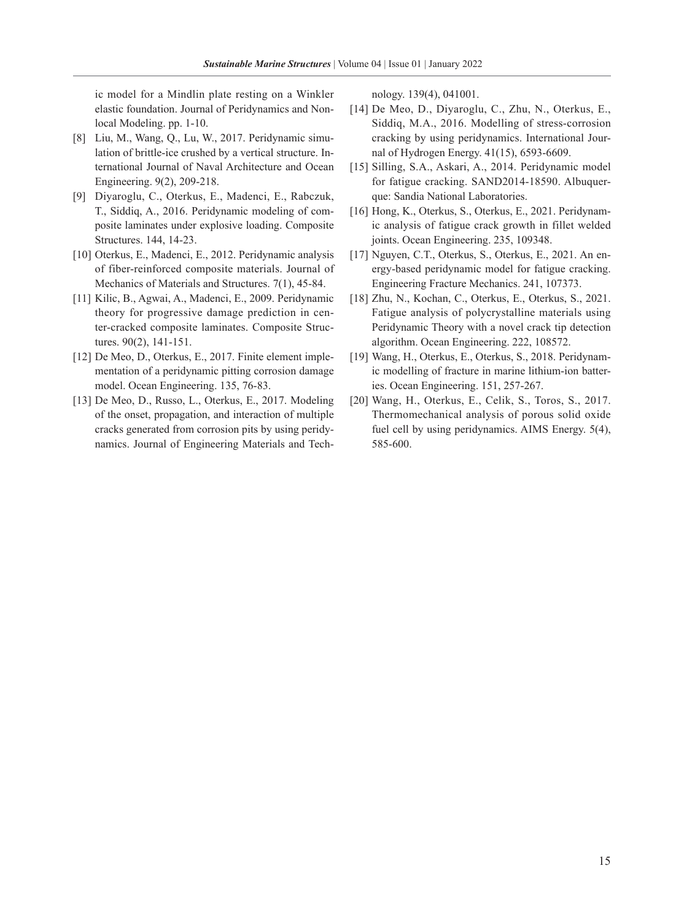ic model for a Mindlin plate resting on a Winkler elastic foundation. Journal of Peridynamics and Nonlocal Modeling. pp. 1-10.

[8] Liu, M., Wang, Q., Lu, W., 2017. Peridynamic simulation of brittle-ice crushed by a vertical structure. International Journal of Naval Architecture and Ocean Engineering. 9(2), 209-218.

[9] Diyaroglu, C., Oterkus, E., Madenci, E., Rabczuk, T., Siddiq, A., 2016. Peridynamic modeling of composite laminates under explosive loading. Composite Structures. 144, 14-23.

[10] Oterkus, E., Madenci, E., 2012. Peridynamic analysis of fiber-reinforced composite materials. Journal of Mechanics of Materials and Structures. 7(1), 45-84.

[11] Kilic, B., Agwai, A., Madenci, E., 2009. Peridynamic theory for progressive damage prediction in center-cracked composite laminates. Composite Structures. 90(2), 141-151.

[12] De Meo, D., Oterkus, E., 2017. Finite element implementation of a peridynamic pitting corrosion damage model. Ocean Engineering. 135, 76-83.

[13] De Meo, D., Russo, L., Oterkus, E., 2017. Modeling of the onset, propagation, and interaction of multiple cracks generated from corrosion pits by using peridynamics. Journal of Engineering Materials and Technology. 139(4), 041001.

[14] De Meo, D., Diyaroglu, C., Zhu, N., Oterkus, E., Siddiq, M.A., 2016. Modelling of stress-corrosion cracking by using peridynamics. International Journal of Hydrogen Energy. 41(15), 6593-6609.

[15] Silling, S.A., Askari, A., 2014. Peridynamic model for fatigue cracking. SAND2014-18590. Albuquerque: Sandia National Laboratories.

[16] Hong, K., Oterkus, S., Oterkus, E., 2021. Peridynamic analysis of fatigue crack growth in fillet welded joints. Ocean Engineering. 235, 109348.

[17] Nguyen, C.T., Oterkus, S., Oterkus, E., 2021. An energy-based peridynamic model for fatigue cracking. Engineering Fracture Mechanics. 241, 107373.

[18] Zhu, N., Kochan, C., Oterkus, E., Oterkus, S., 2021. Fatigue analysis of polycrystalline materials using Peridynamic Theory with a novel crack tip detection algorithm. Ocean Engineering. 222, 108572.

[19] Wang, H., Oterkus, E., Oterkus, S., 2018. Peridynamic modelling of fracture in marine lithium-ion batteries. Ocean Engineering. 151, 257-267.

[20] Wang, H., Oterkus, E., Celik, S., Toros, S., 2017. Thermomechanical analysis of porous solid oxide fuel cell by using peridynamics. AIMS Energy. 5(4), 585-600.